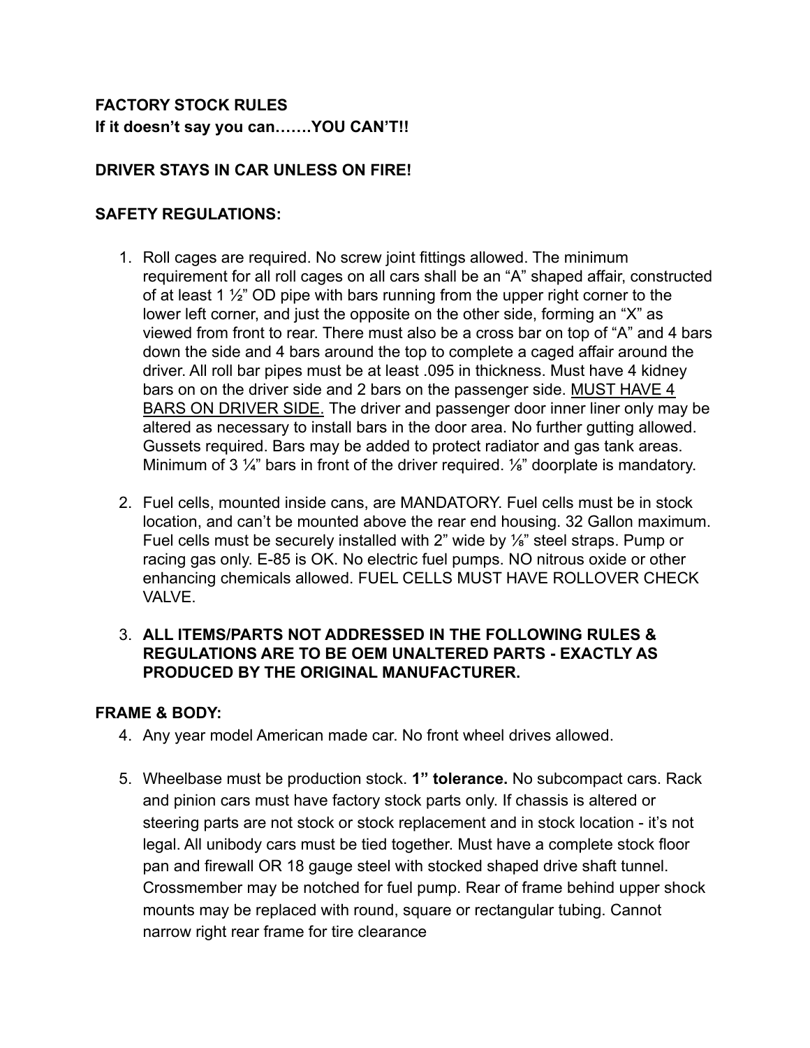**FACTORY STOCK RULES**
**If it doesn't say you can…….YOU CAN'T!!**

**DRIVER STAYS IN CAR UNLESS ON FIRE!**

**SAFETY REGULATIONS:**

1. Roll cages are required. No screw joint fittings allowed. The minimum requirement for all roll cages on all cars shall be an "A" shaped affair, constructed of at least 1 ½" OD pipe with bars running from the upper right corner to the lower left corner, and just the opposite on the other side, forming an "X" as viewed from front to rear. There must also be a cross bar on top of "A" and 4 bars down the side and 4 bars around the top to complete a caged affair around the driver. All roll bar pipes must be at least .095 in thickness. Must have 4 kidney bars on on the driver side and 2 bars on the passenger side. <u>MUST HAVE 4 BARS ON DRIVER SIDE.</u> The driver and passenger door inner liner only may be altered as necessary to install bars in the door area. No further gutting allowed. Gussets required. Bars may be added to protect radiator and gas tank areas. Minimum of 3 ¼" bars in front of the driver required. ⅛" doorplate is mandatory.

2. Fuel cells, mounted inside cans, are MANDATORY. Fuel cells must be in stock location, and can't be mounted above the rear end housing. 32 Gallon maximum. Fuel cells must be securely installed with 2" wide by ⅛" steel straps. Pump or racing gas only. E-85 is OK. No electric fuel pumps. NO nitrous oxide or other enhancing chemicals allowed. FUEL CELLS MUST HAVE ROLLOVER CHECK VALVE.

3. **ALL ITEMS/PARTS NOT ADDRESSED IN THE FOLLOWING RULES & REGULATIONS ARE TO BE OEM UNALTERED PARTS - EXACTLY AS PRODUCED BY THE ORIGINAL MANUFACTURER.**

**FRAME & BODY:**

4. Any year model American made car. No front wheel drives allowed.

5. Wheelbase must be production stock. **1" tolerance.** No subcompact cars. Rack and pinion cars must have factory stock parts only. If chassis is altered or steering parts are not stock or stock replacement and in stock location - it's not legal. All unibody cars must be tied together. Must have a complete stock floor pan and firewall OR 18 gauge steel with stocked shaped drive shaft tunnel. Crossmember may be notched for fuel pump. Rear of frame behind upper shock mounts may be replaced with round, square or rectangular tubing. Cannot narrow right rear frame for tire clearance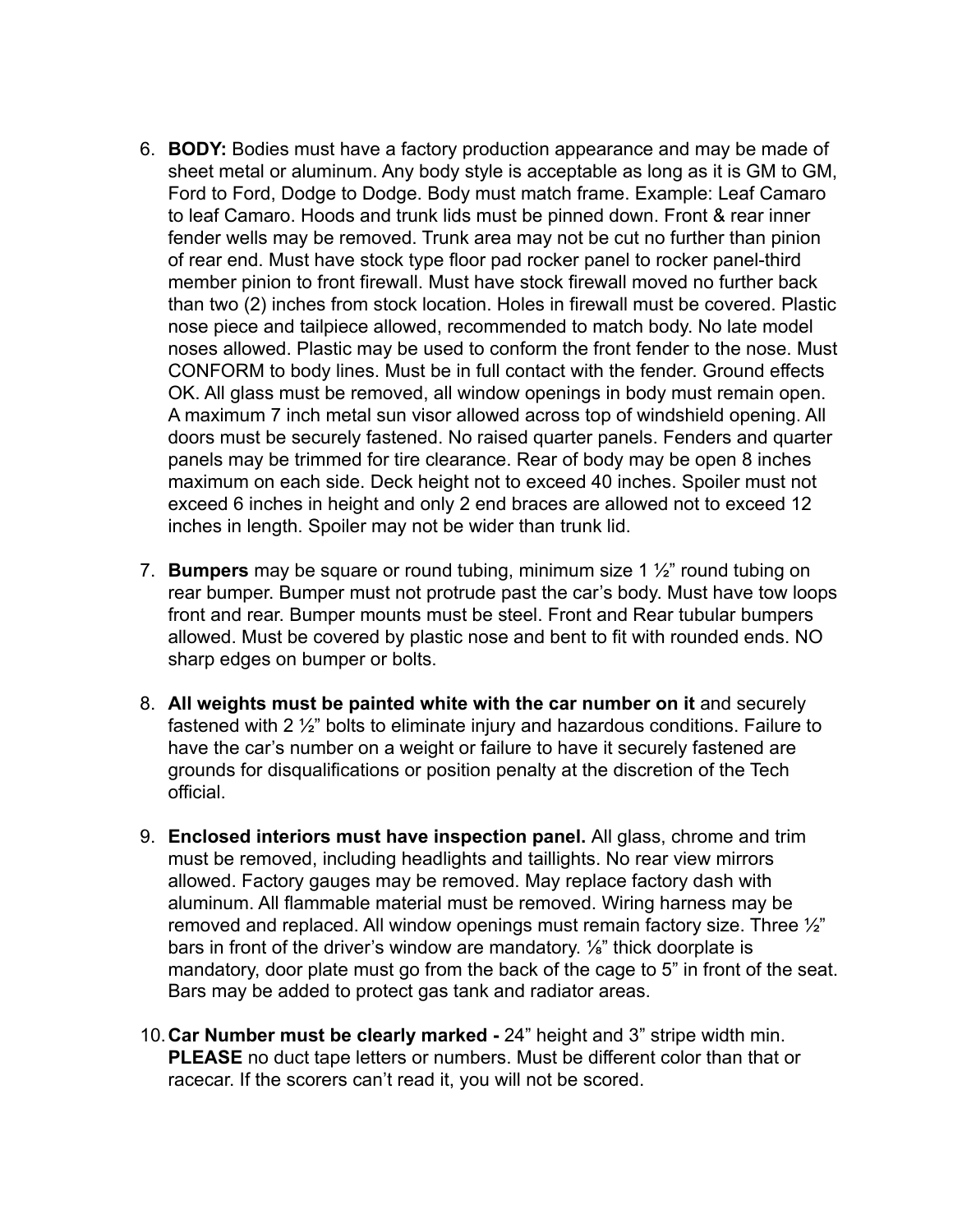6. **BODY:** Bodies must have a factory production appearance and may be made of sheet metal or aluminum. Any body style is acceptable as long as it is GM to GM, Ford to Ford, Dodge to Dodge. Body must match frame. Example: Leaf Camaro to leaf Camaro. Hoods and trunk lids must be pinned down. Front & rear inner fender wells may be removed. Trunk area may not be cut no further than pinion of rear end. Must have stock type floor pad rocker panel to rocker panel-third member pinion to front firewall. Must have stock firewall moved no further back than two (2) inches from stock location. Holes in firewall must be covered. Plastic nose piece and tailpiece allowed, recommended to match body. No late model noses allowed. Plastic may be used to conform the front fender to the nose. Must CONFORM to body lines. Must be in full contact with the fender. Ground effects OK. All glass must be removed, all window openings in body must remain open. A maximum 7 inch metal sun visor allowed across top of windshield opening. All doors must be securely fastened. No raised quarter panels. Fenders and quarter panels may be trimmed for tire clearance. Rear of body may be open 8 inches maximum on each side. Deck height not to exceed 40 inches. Spoiler must not exceed 6 inches in height and only 2 end braces are allowed not to exceed 12 inches in length. Spoiler may not be wider than trunk lid.

7. **Bumpers** may be square or round tubing, minimum size 1 ½" round tubing on rear bumper. Bumper must not protrude past the car's body. Must have tow loops front and rear. Bumper mounts must be steel. Front and Rear tubular bumpers allowed. Must be covered by plastic nose and bent to fit with rounded ends. NO sharp edges on bumper or bolts.

8. **All weights must be painted white with the car number on it** and securely fastened with 2 ½" bolts to eliminate injury and hazardous conditions. Failure to have the car's number on a weight or failure to have it securely fastened are grounds for disqualifications or position penalty at the discretion of the Tech official.

9. **Enclosed interiors must have inspection panel.** All glass, chrome and trim must be removed, including headlights and taillights. No rear view mirrors allowed. Factory gauges may be removed. May replace factory dash with aluminum. All flammable material must be removed. Wiring harness may be removed and replaced. All window openings must remain factory size. Three ½" bars in front of the driver's window are mandatory. ⅛" thick doorplate is mandatory, door plate must go from the back of the cage to 5" in front of the seat. Bars may be added to protect gas tank and radiator areas.

10. **Car Number must be clearly marked -** 24" height and 3" stripe width min. **PLEASE** no duct tape letters or numbers. Must be different color than that or racecar. If the scorers can't read it, you will not be scored.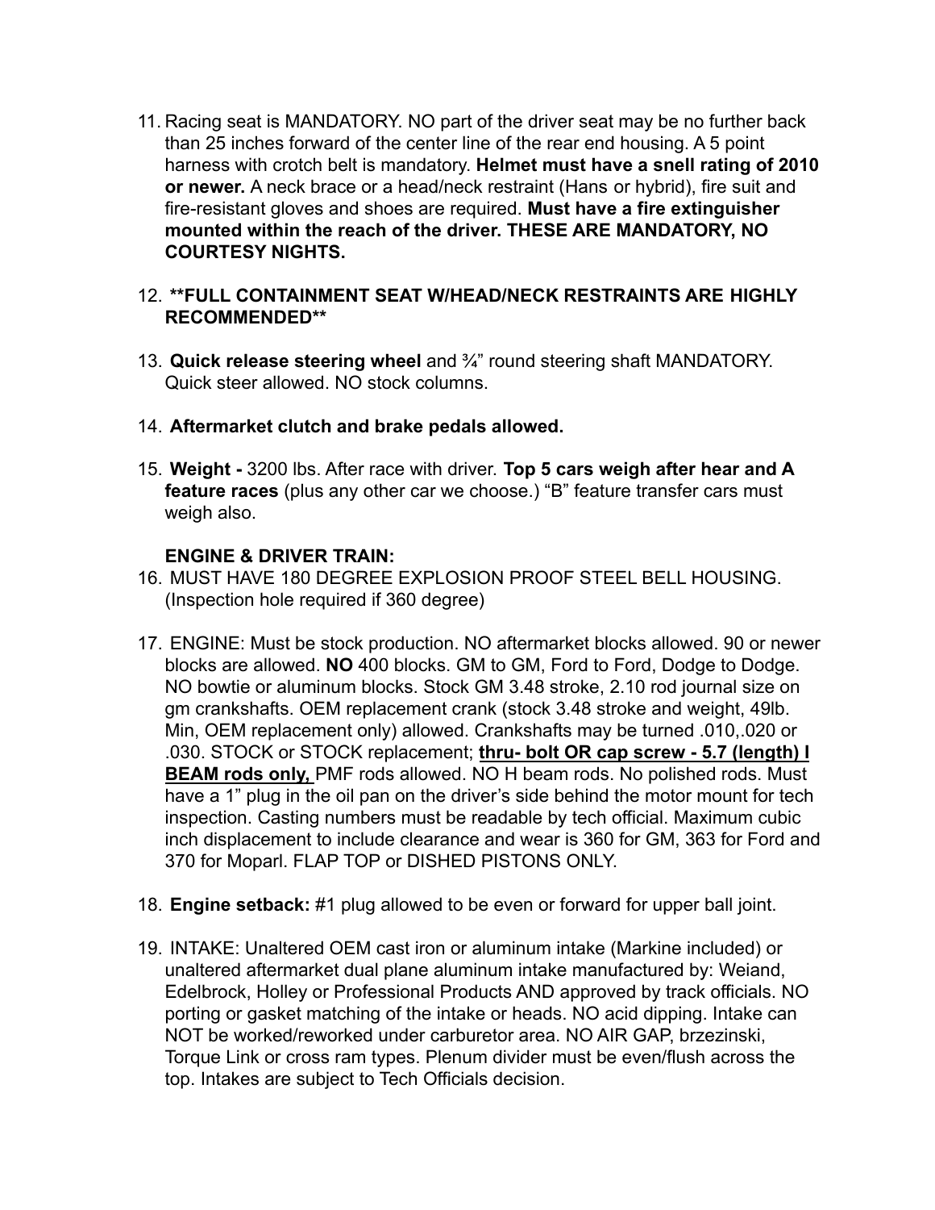11. Racing seat is MANDATORY. NO part of the driver seat may be no further back than 25 inches forward of the center line of the rear end housing. A 5 point harness with crotch belt is mandatory. **Helmet must have a snell rating of 2010 or newer.** A neck brace or a head/neck restraint (Hans or hybrid), fire suit and fire-resistant gloves and shoes are required. **Must have a fire extinguisher mounted within the reach of the driver. THESE ARE MANDATORY, NO COURTESY NIGHTS.**

12. **\*\*FULL CONTAINMENT SEAT W/HEAD/NECK RESTRAINTS ARE HIGHLY RECOMMENDED\*\***

13. **Quick release steering wheel** and ¾" round steering shaft MANDATORY. Quick steer allowed. NO stock columns.

14. **Aftermarket clutch and brake pedals allowed.**

15. **Weight -** 3200 lbs. After race with driver. **Top 5 cars weigh after hear and A feature races** (plus any other car we choose.) "B" feature transfer cars must weigh also.

**ENGINE & DRIVER TRAIN:**

16. MUST HAVE 180 DEGREE EXPLOSION PROOF STEEL BELL HOUSING. (Inspection hole required if 360 degree)

17. ENGINE: Must be stock production. NO aftermarket blocks allowed. 90 or newer blocks are allowed. **NO** 400 blocks. GM to GM, Ford to Ford, Dodge to Dodge. NO bowtie or aluminum blocks. Stock GM 3.48 stroke, 2.10 rod journal size on gm crankshafts. OEM replacement crank (stock 3.48 stroke and weight, 49lb. Min, OEM replacement only) allowed. Crankshafts may be turned .010,.020 or .030. STOCK or STOCK replacement; **<u>thru- bolt OR cap screw - 5.7 (length) I BEAM rods only,</u>** PMF rods allowed. NO H beam rods. No polished rods. Must have a 1" plug in the oil pan on the driver's side behind the motor mount for tech inspection. Casting numbers must be readable by tech official. Maximum cubic inch displacement to include clearance and wear is 360 for GM, 363 for Ford and 370 for Moparl. FLAP TOP or DISHED PISTONS ONLY.

18. **Engine setback:** #1 plug allowed to be even or forward for upper ball joint.

19. INTAKE: Unaltered OEM cast iron or aluminum intake (Markine included) or unaltered aftermarket dual plane aluminum intake manufactured by: Weiand, Edelbrock, Holley or Professional Products AND approved by track officials. NO porting or gasket matching of the intake or heads. NO acid dipping. Intake can NOT be worked/reworked under carburetor area. NO AIR GAP, brzezinski, Torque Link or cross ram types. Plenum divider must be even/flush across the top. Intakes are subject to Tech Officials decision.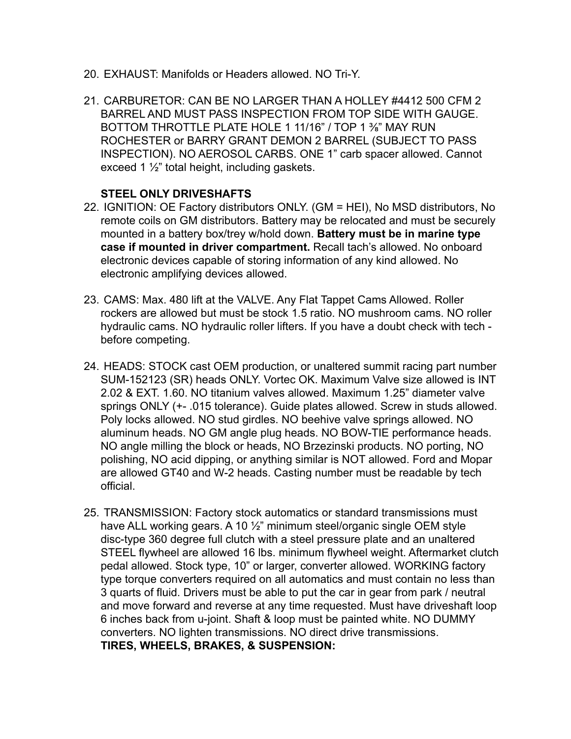20. EXHAUST: Manifolds or Headers allowed. NO Tri-Y.

21. CARBURETOR: CAN BE NO LARGER THAN A HOLLEY #4412 500 CFM 2 BARREL AND MUST PASS INSPECTION FROM TOP SIDE WITH GAUGE. BOTTOM THROTTLE PLATE HOLE 1 11/16" / TOP 1 ⅜" MAY RUN ROCHESTER or BARRY GRANT DEMON 2 BARREL (SUBJECT TO PASS INSPECTION). NO AEROSOL CARBS. ONE 1" carb spacer allowed. Cannot exceed 1 ½" total height, including gaskets.

    **STEEL ONLY DRIVESHAFTS**

22. IGNITION: OE Factory distributors ONLY. (GM = HEI), No MSD distributors, No remote coils on GM distributors. Battery may be relocated and must be securely mounted in a battery box/trey w/hold down. **Battery must be in marine type case if mounted in driver compartment.** Recall tach's allowed. No onboard electronic devices capable of storing information of any kind allowed. No electronic amplifying devices allowed.

23. CAMS: Max. 480 lift at the VALVE. Any Flat Tappet Cams Allowed. Roller rockers are allowed but must be stock 1.5 ratio. NO mushroom cams. NO roller hydraulic cams. NO hydraulic roller lifters. If you have a doubt check with tech - before competing.

24. HEADS: STOCK cast OEM production, or unaltered summit racing part number SUM-152123 (SR) heads ONLY. Vortec OK. Maximum Valve size allowed is INT 2.02 & EXT. 1.60. NO titanium valves allowed. Maximum 1.25" diameter valve springs ONLY (+- .015 tolerance). Guide plates allowed. Screw in studs allowed. Poly locks allowed. NO stud girdles. NO beehive valve springs allowed. NO aluminum heads. NO GM angle plug heads. NO BOW-TIE performance heads. NO angle milling the block or heads, NO Brzezinski products. NO porting, NO polishing, NO acid dipping, or anything similar is NOT allowed. Ford and Mopar are allowed GT40 and W-2 heads. Casting number must be readable by tech official.

25. TRANSMISSION: Factory stock automatics or standard transmissions must have ALL working gears. A 10 ½" minimum steel/organic single OEM style disc-type 360 degree full clutch with a steel pressure plate and an unaltered STEEL flywheel are allowed 16 lbs. minimum flywheel weight. Aftermarket clutch pedal allowed. Stock type, 10" or larger, converter allowed. WORKING factory type torque converters required on all automatics and must contain no less than 3 quarts of fluid. Drivers must be able to put the car in gear from park / neutral and move forward and reverse at any time requested. Must have driveshaft loop 6 inches back from u-joint. Shaft & loop must be painted white. NO DUMMY converters. NO lighten transmissions. NO direct drive transmissions.

    **TIRES, WHEELS, BRAKES, & SUSPENSION:**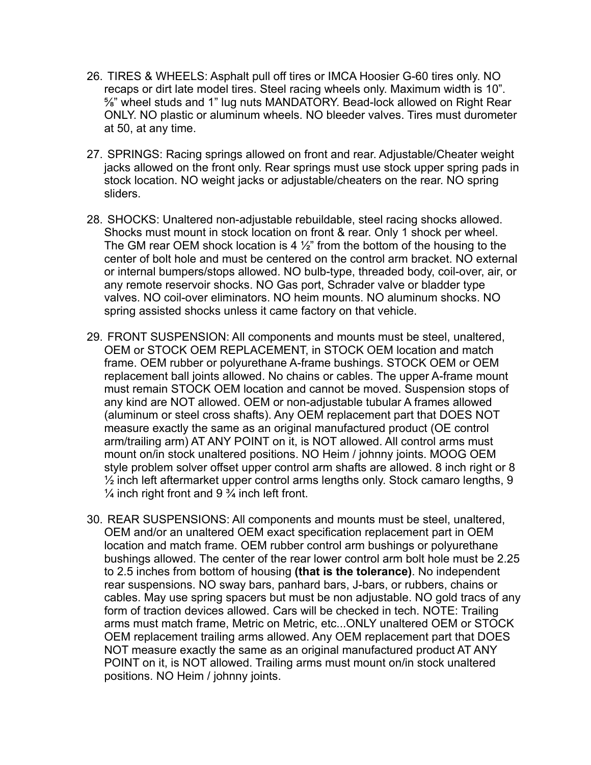26. TIRES & WHEELS: Asphalt pull off tires or IMCA Hoosier G-60 tires only. NO recaps or dirt late model tires. Steel racing wheels only. Maximum width is 10". ⅝" wheel studs and 1" lug nuts MANDATORY. Bead-lock allowed on Right Rear ONLY. NO plastic or aluminum wheels. NO bleeder valves. Tires must durometer at 50, at any time.

27. SPRINGS: Racing springs allowed on front and rear. Adjustable/Cheater weight jacks allowed on the front only. Rear springs must use stock upper spring pads in stock location. NO weight jacks or adjustable/cheaters on the rear. NO spring sliders.

28. SHOCKS: Unaltered non-adjustable rebuildable, steel racing shocks allowed. Shocks must mount in stock location on front & rear. Only 1 shock per wheel. The GM rear OEM shock location is 4 ½" from the bottom of the housing to the center of bolt hole and must be centered on the control arm bracket. NO external or internal bumpers/stops allowed. NO bulb-type, threaded body, coil-over, air, or any remote reservoir shocks. NO Gas port, Schrader valve or bladder type valves. NO coil-over eliminators. NO heim mounts. NO aluminum shocks. NO spring assisted shocks unless it came factory on that vehicle.

29. FRONT SUSPENSION: All components and mounts must be steel, unaltered, OEM or STOCK OEM REPLACEMENT, in STOCK OEM location and match frame. OEM rubber or polyurethane A-frame bushings. STOCK OEM or OEM replacement ball joints allowed. No chains or cables. The upper A-frame mount must remain STOCK OEM location and cannot be moved. Suspension stops of any kind are NOT allowed. OEM or non-adjustable tubular A frames allowed (aluminum or steel cross shafts). Any OEM replacement part that DOES NOT measure exactly the same as an original manufactured product (OE control arm/trailing arm) AT ANY POINT on it, is NOT allowed. All control arms must mount on/in stock unaltered positions. NO Heim / johnny joints. MOOG OEM style problem solver offset upper control arm shafts are allowed. 8 inch right or 8 ½ inch left aftermarket upper control arms lengths only. Stock camaro lengths, 9 ¼ inch right front and 9 ¾ inch left front.

30. REAR SUSPENSIONS: All components and mounts must be steel, unaltered, OEM and/or an unaltered OEM exact specification replacement part in OEM location and match frame. OEM rubber control arm bushings or polyurethane bushings allowed. The center of the rear lower control arm bolt hole must be 2.25 to 2.5 inches from bottom of housing **(that is the tolerance)**. No independent rear suspensions. NO sway bars, panhard bars, J-bars, or rubbers, chains or cables. May use spring spacers but must be non adjustable. NO gold tracs of any form of traction devices allowed. Cars will be checked in tech. NOTE: Trailing arms must match frame, Metric on Metric, etc...ONLY unaltered OEM or STOCK OEM replacement trailing arms allowed. Any OEM replacement part that DOES NOT measure exactly the same as an original manufactured product AT ANY POINT on it, is NOT allowed. Trailing arms must mount on/in stock unaltered positions. NO Heim / johnny joints.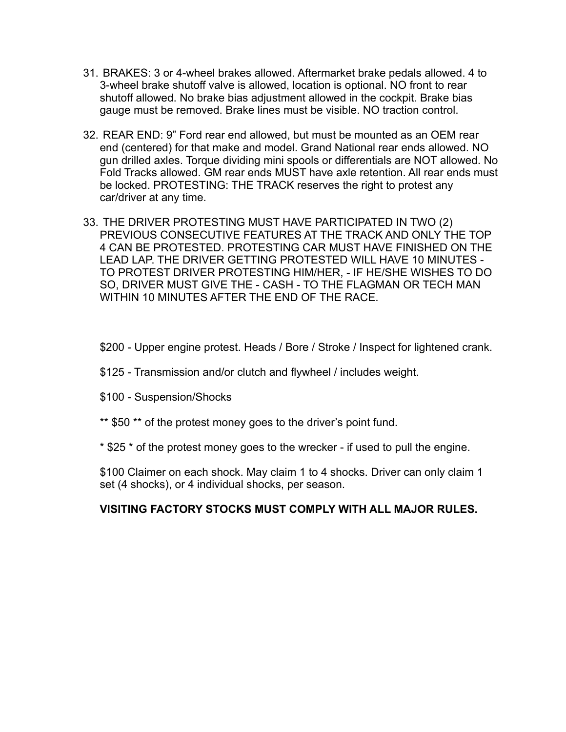31. BRAKES: 3 or 4-wheel brakes allowed. Aftermarket brake pedals allowed. 4 to 3-wheel brake shutoff valve is allowed, location is optional. NO front to rear shutoff allowed. No brake bias adjustment allowed in the cockpit. Brake bias gauge must be removed. Brake lines must be visible. NO traction control.

32. REAR END: 9" Ford rear end allowed, but must be mounted as an OEM rear end (centered) for that make and model. Grand National rear ends allowed. NO gun drilled axles. Torque dividing mini spools or differentials are NOT allowed. No Fold Tracks allowed. GM rear ends MUST have axle retention. All rear ends must be locked. PROTESTING: THE TRACK reserves the right to protest any car/driver at any time.

33. THE DRIVER PROTESTING MUST HAVE PARTICIPATED IN TWO (2) PREVIOUS CONSECUTIVE FEATURES AT THE TRACK AND ONLY THE TOP 4 CAN BE PROTESTED. PROTESTING CAR MUST HAVE FINISHED ON THE LEAD LAP. THE DRIVER GETTING PROTESTED WILL HAVE 10 MINUTES - TO PROTEST DRIVER PROTESTING HIM/HER, - IF HE/SHE WISHES TO DO SO, DRIVER MUST GIVE THE - CASH - TO THE FLAGMAN OR TECH MAN WITHIN 10 MINUTES AFTER THE END OF THE RACE.

$200 - Upper engine protest. Heads / Bore / Stroke / Inspect for lightened crank.

$125 - Transmission and/or clutch and flywheel / includes weight.

$100 - Suspension/Shocks

** $50 ** of the protest money goes to the driver's point fund.

* $25 * of the protest money goes to the wrecker - if used to pull the engine.

$100 Claimer on each shock. May claim 1 to 4 shocks. Driver can only claim 1 set (4 shocks), or 4 individual shocks, per season.

**VISITING FACTORY STOCKS MUST COMPLY WITH ALL MAJOR RULES.**